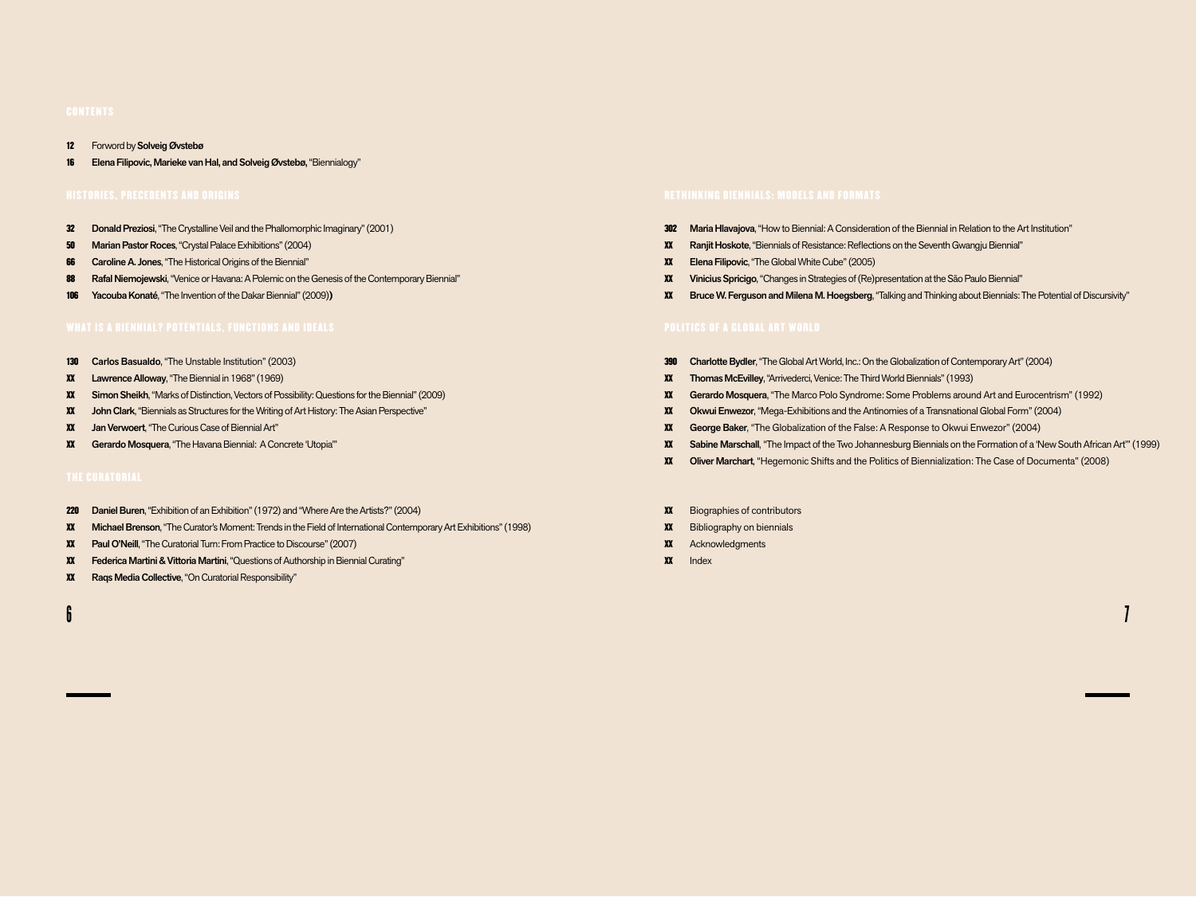# CONTENTS

12 Forword by **Solveig Øvstebø**

16 **Elena Filipovic, Marieke van Hal, and Solveig Øvstebø**, "Biennialogy"

## HISTORIES, PRECEDENTS AND ORIGINS

32 **Donald Preziosi**, "The Crystalline Veil and the Phallomorphic Imaginary" (2001)

50 **Marian Pastor Roces**, "Crystal Palace Exhibitions" (2004)

66 **Caroline A. Jones**, "The Historical Origins of the Biennial"

88 **Rafal Niemojewski**, "Venice or Havana: A Polemic on the Genesis of the Contemporary Biennial"

106 **Yacouba Konaté**, "The Invention of the Dakar Biennial" (2009))

## WHAT IS A BIENNIAL? POTENTIALS, FUNCTIONS AND IDEALS

130 **Carlos Basualdo**, "The Unstable Institution" (2003)

XX **Lawrence Alloway**, "The Biennial in 1968" (1969)

XX **Simon Sheikh**, "Marks of Distinction, Vectors of Possibility: Questions for the Biennial" (2009)

XX **John Clark**, "Biennials as Structures for the Writing of Art History: The Asian Perspective"

XX **Jan Verwoert**, "The Curious Case of Biennial Art"

XX **Gerardo Mosquera**, "The Havana Biennial: A Concrete 'Utopia'"

## THE CURATORIAL

220 **Daniel Buren**, "Exhibition of an Exhibition" (1972) and "Where Are the Artists?" (2004)

XX **Michael Brenson**, "The Curator's Moment: Trends in the Field of International Contemporary Art Exhibitions" (1998)

XX **Paul O'Neill**, "The Curatorial Turn: From Practice to Discourse" (2007)

XX **Federica Martini & Vittoria Martini**, "Questions of Authorship in Biennial Curating"

XX **Raqs Media Collective**, "On Curatorial Responsibility"

## RETHINKING BIENNIALS: MODELS AND FORMATS

302 **Maria Hlavajova**, "How to Biennial: A Consideration of the Biennial in Relation to the Art Institution"

XX **Ranjit Hoskote**, "Biennials of Resistance: Reflections on the Seventh Gwangju Biennial"

XX **Elena Filipovic**, "The Global White Cube" (2005)

XX **Vinicius Spricigo**, "Changes in Strategies of (Re)presentation at the São Paulo Biennial"

XX **Bruce W. Ferguson and Milena M. Hoegsberg**, "Talking and Thinking about Biennials: The Potential of Discursivity"

## POLITICS OF A GLOBAL ART WORLD

390 **Charlotte Bydler**, "The Global Art World, Inc.: On the Globalization of Contemporary Art" (2004)

XX **Thomas McEvilley**, "Arrivederci, Venice: The Third World Biennials" (1993)

XX **Gerardo Mosquera**, "The Marco Polo Syndrome: Some Problems around Art and Eurocentrism" (1992)

XX **Okwui Enwezor**, "Mega-Exhibitions and the Antinomies of a Transnational Global Form" (2004)

XX **George Baker**, "The Globalization of the False: A Response to Okwui Enwezor" (2004)

XX **Sabine Marschall**, "The Impact of the Two Johannesburg Biennials on the Formation of a 'New South African Art'" (1999)

XX **Oliver Marchart**, "Hegemonic Shifts and the Politics of Biennialization: The Case of Documenta" (2008)

XX Biographies of contributors

XX Bibliography on biennials

XX Acknowledgments

XX Index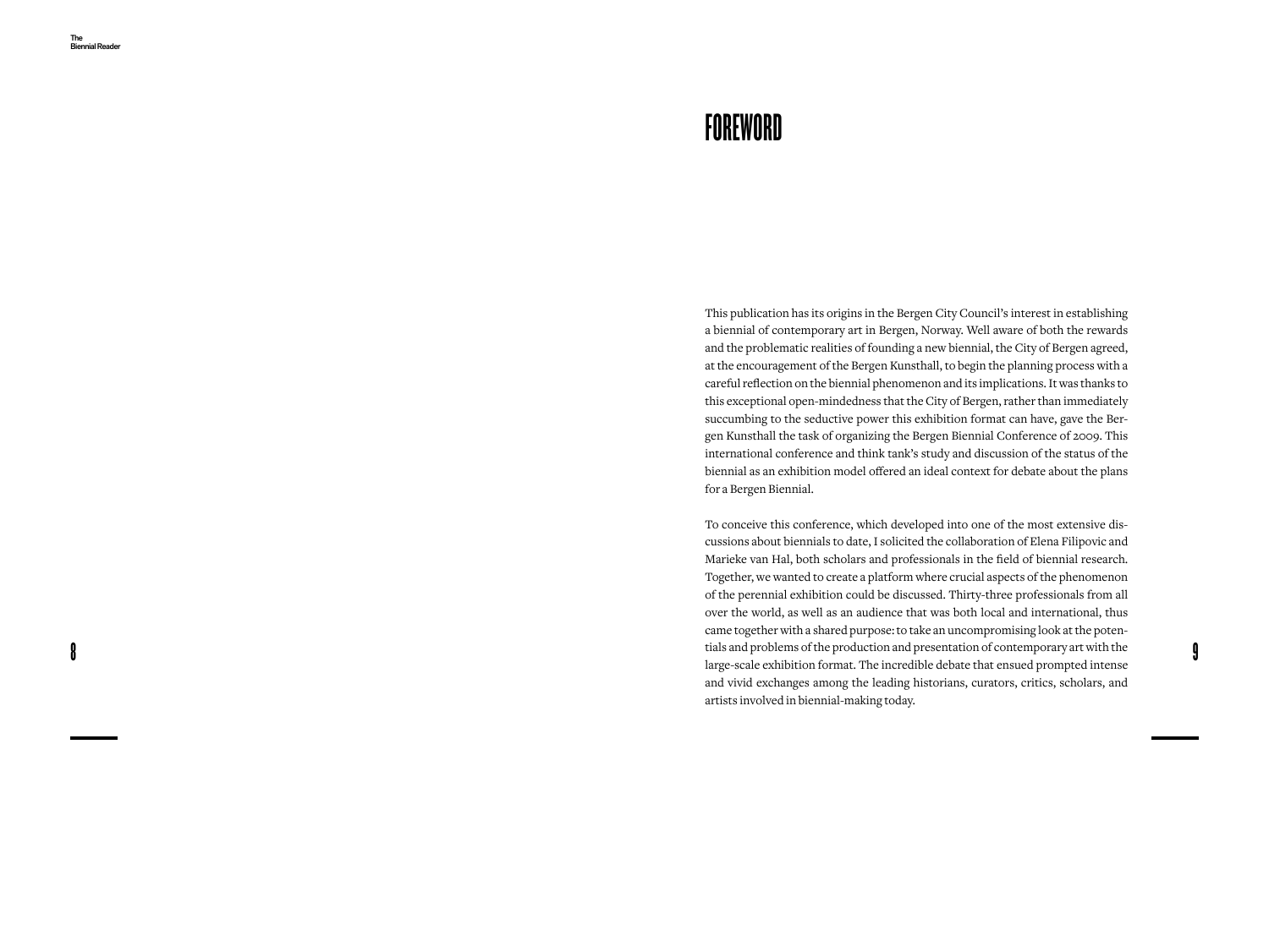# FOREWORD

This publication has its origins in the Bergen City Council's interest in establishing a biennial of contemporary art in Bergen, Norway. Well aware of both the rewards and the problematic realities of founding a new biennial, the City of Bergen agreed, at the encouragement of the Bergen Kunsthall, to begin the planning process with a careful reflection on the biennial phenomenon and its implications. It was thanks to this exceptional open-mindedness that the City of Bergen, rather than immediately succumbing to the seductive power this exhibition format can have, gave the Bergen Kunsthall the task of organizing the Bergen Biennial Conference of 2009. This international conference and think tank's study and discussion of the status of the biennial as an exhibition model offered an ideal context for debate about the plans for a Bergen Biennial.

To conceive this conference, which developed into one of the most extensive discussions about biennials to date, I solicited the collaboration of Elena Filipovic and Marieke van Hal, both scholars and professionals in the field of biennial research. Together, we wanted to create a platform where crucial aspects of the phenomenon of the perennial exhibition could be discussed. Thirty-three professionals from all over the world, as well as an audience that was both local and international, thus came together with a shared purpose: to take an uncompromising look at the potentials and problems of the production and presentation of contemporary art with the large-scale exhibition format. The incredible debate that ensued prompted intense and vivid exchanges among the leading historians, curators, critics, scholars, and artists involved in biennial-making today.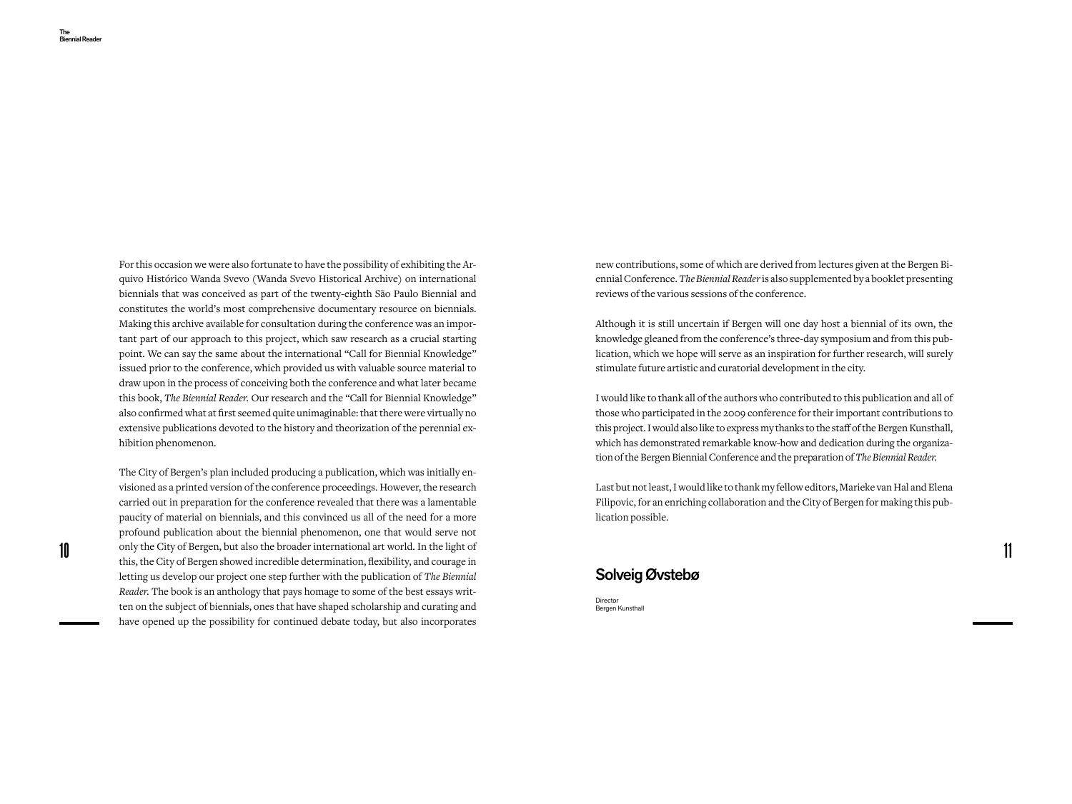For this occasion we were also fortunate to have the possibility of exhibiting the Arquivo Histórico Wanda Svevo (Wanda Svevo Historical Archive) on international biennials that was conceived as part of the twenty-eighth São Paulo Biennial and constitutes the world's most comprehensive documentary resource on biennials. Making this archive available for consultation during the conference was an important part of our approach to this project, which saw research as a crucial starting point. We can say the same about the international "Call for Biennial Knowledge" issued prior to the conference, which provided us with valuable source material to draw upon in the process of conceiving both the conference and what later became this book, *The Biennial Reader.* Our research and the "Call for Biennial Knowledge" also confirmed what at first seemed quite unimaginable: that there were virtually no extensive publications devoted to the history and theorization of the perennial exhibition phenomenon.

The City of Bergen's plan included producing a publication, which was initially envisioned as a printed version of the conference proceedings. However, the research carried out in preparation for the conference revealed that there was a lamentable paucity of material on biennials, and this convinced us all of the need for a more profound publication about the biennial phenomenon, one that would serve not only the City of Bergen, but also the broader international art world. In the light of this, the City of Bergen showed incredible determination, flexibility, and courage in letting us develop our project one step further with the publication of *The Biennial Reader.* The book is an anthology that pays homage to some of the best essays written on the subject of biennials, ones that have shaped scholarship and curating and have opened up the possibility for continued debate today, but also incorporates new contributions, some of which are derived from lectures given at the Bergen Biennial Conference. *The Biennial Reader* is also supplemented by a booklet presenting reviews of the various sessions of the conference.

Although it is still uncertain if Bergen will one day host a biennial of its own, the knowledge gleaned from the conference's three-day symposium and from this publication, which we hope will serve as an inspiration for further research, will surely stimulate future artistic and curatorial development in the city.

I would like to thank all of the authors who contributed to this publication and all of those who participated in the 2009 conference for their important contributions to this project. I would also like to express my thanks to the staff of the Bergen Kunsthall, which has demonstrated remarkable know-how and dedication during the organization of the Bergen Biennial Conference and the preparation of *The Biennial Reader.*

Last but not least, I would like to thank my fellow editors, Marieke van Hal and Elena Filipovic, for an enriching collaboration and the City of Bergen for making this publication possible.

## Solveig Øvstebø

Director
Bergen Kunsthall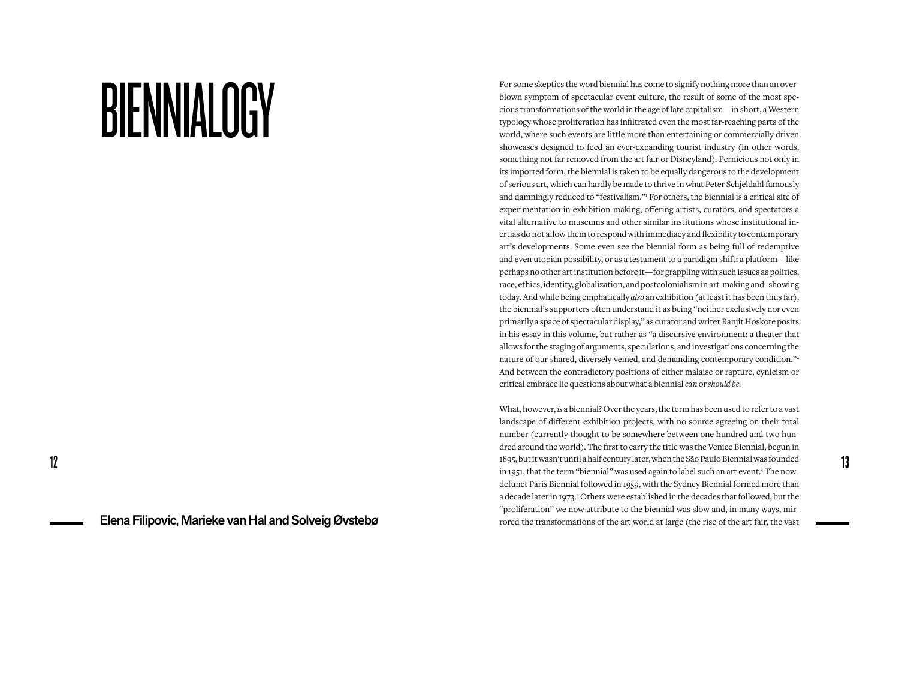# BIENNIALOGY

**Elena Filipovic, Marieke van Hal and Solveig Øvstebø**

For some skeptics the word biennial has come to signify nothing more than an overblown symptom of spectacular event culture, the result of some of the most specious transformations of the world in the age of late capitalism—in short, a Western typology whose proliferation has infiltrated even the most far-reaching parts of the world, where such events are little more than entertaining or commercially driven showcases designed to feed an ever-expanding tourist industry (in other words, something not far removed from the art fair or Disneyland). Pernicious not only in its imported form, the biennial is taken to be equally dangerous to the development of serious art, which can hardly be made to thrive in what Peter Schjeldahl famously and damningly reduced to "festivalism."[1] For others, the biennial is a critical site of experimentation in exhibition-making, offering artists, curators, and spectators a vital alternative to museums and other similar institutions whose institutional inertias do not allow them to respond with immediacy and flexibility to contemporary art's developments. Some even see the biennial form as being full of redemptive and even utopian possibility, or as a testament to a paradigm shift: a platform—like perhaps no other art institution before it—for grappling with such issues as politics, race, ethics, identity, globalization, and postcolonialism in art-making and -showing today. And while being emphatically *also* an exhibition (at least it has been thus far), the biennial's supporters often understand it as being "neither exclusively nor even primarily a space of spectacular display," as curator and writer Ranjit Hoskote posits in his essay in this volume, but rather as "a discursive environment: a theater that allows for the staging of arguments, speculations, and investigations concerning the nature of our shared, diversely veined, and demanding contemporary condition."[2] And between the contradictory positions of either malaise or rapture, cynicism or critical embrace lie questions about what a biennial *can* or *should be*.

What, however, *is* a biennial? Over the years, the term has been used to refer to a vast landscape of different exhibition projects, with no source agreeing on their total number (currently thought to be somewhere between one hundred and two hundred around the world). The first to carry the title was the Venice Biennial, begun in 1895, but it wasn't until a half century later, when the São Paulo Biennial was founded in 1951, that the term "biennial" was used again to label such an art event.[3] The now-defunct Paris Biennial followed in 1959, with the Sydney Biennial formed more than a decade later in 1973.[4] Others were established in the decades that followed, but the "proliferation" we now attribute to the biennial was slow and, in many ways, mirrored the transformations of the art world at large (the rise of the art fair, the vast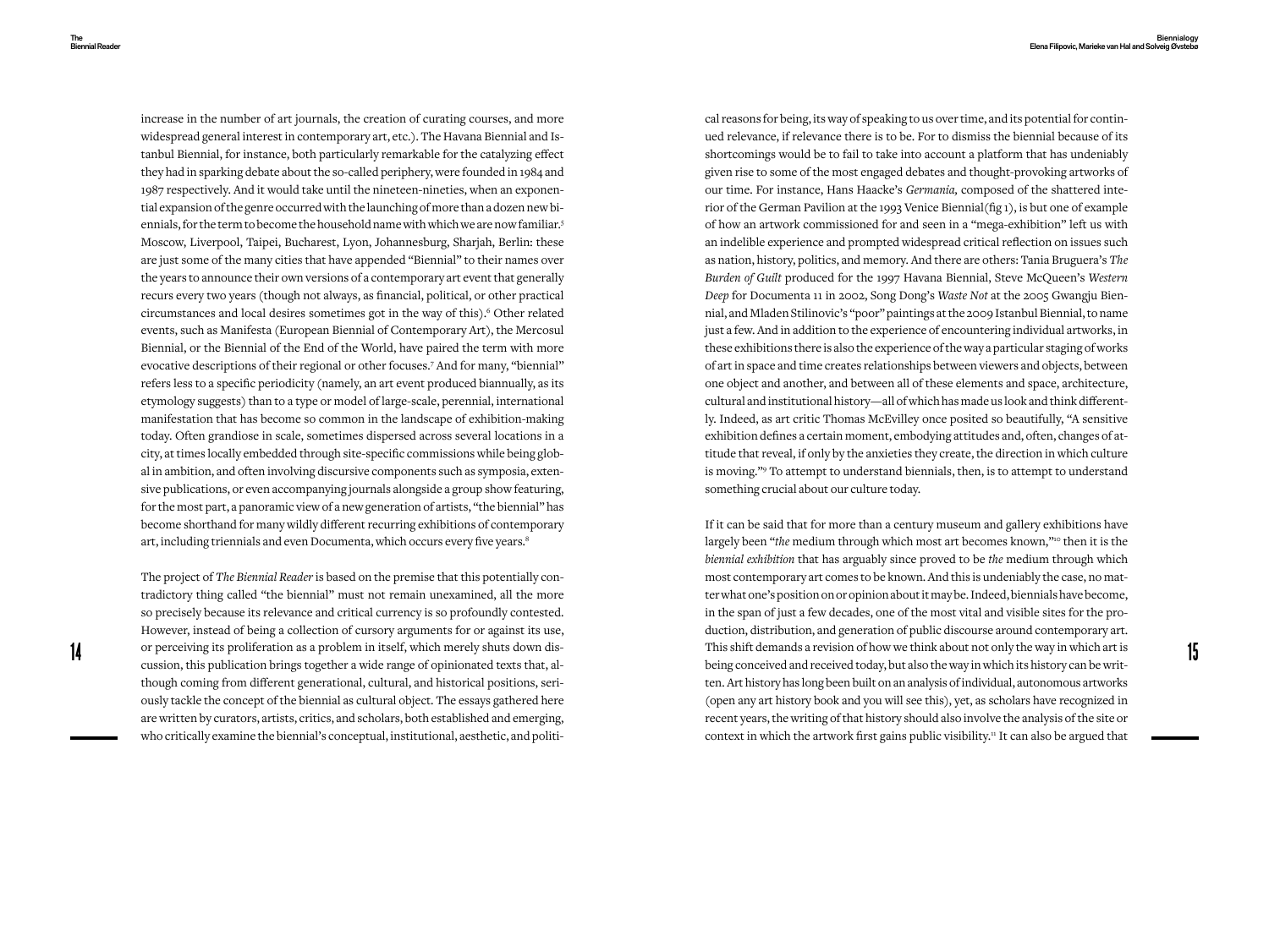increase in the number of art journals, the creation of curating courses, and more widespread general interest in contemporary art, etc.). The Havana Biennial and Istanbul Biennial, for instance, both particularly remarkable for the catalyzing effect they had in sparking debate about the so-called periphery, were founded in 1984 and 1987 respectively. And it would take until the nineteen-nineties, when an exponential expansion of the genre occurred with the launching of more than a dozen new biennials, for the term to become the household name with which we are now familiar.[5] Moscow, Liverpool, Taipei, Bucharest, Lyon, Johannesburg, Sharjah, Berlin: these are just some of the many cities that have appended "Biennial" to their names over the years to announce their own versions of a contemporary art event that generally recurs every two years (though not always, as financial, political, or other practical circumstances and local desires sometimes got in the way of this).[6] Other related events, such as Manifesta (European Biennial of Contemporary Art), the Mercosul Biennial, or the Biennial of the End of the World, have paired the term with more evocative descriptions of their regional or other focuses.[7] And for many, "biennial" refers less to a specific periodicity (namely, an art event produced biannually, as its etymology suggests) than to a type or model of large-scale, perennial, international manifestation that has become so common in the landscape of exhibition-making today. Often grandiose in scale, sometimes dispersed across several locations in a city, at times locally embedded through site-specific commissions while being global in ambition, and often involving discursive components such as symposia, extensive publications, or even accompanying journals alongside a group show featuring, for the most part, a panoramic view of a new generation of artists, "the biennial" has become shorthand for many wildly different recurring exhibitions of contemporary art, including triennials and even Documenta, which occurs every five years.[8]

The project of *The Biennial Reader* is based on the premise that this potentially contradictory thing called "the biennial" must not remain unexamined, all the more so precisely because its relevance and critical currency is so profoundly contested. However, instead of being a collection of cursory arguments for or against its use, or perceiving its proliferation as a problem in itself, which merely shuts down discussion, this publication brings together a wide range of opinionated texts that, although coming from different generational, cultural, and historical positions, seriously tackle the concept of the biennial as cultural object. The essays gathered here are written by curators, artists, critics, and scholars, both established and emerging, who critically examine the biennial's conceptual, institutional, aesthetic, and political reasons for being, its way of speaking to us over time, and its potential for continued relevance, if relevance there is to be. For to dismiss the biennial because of its shortcomings would be to fail to take into account a platform that has undeniably given rise to some of the most engaged debates and thought-provoking artworks of our time. For instance, Hans Haacke's *Germania*, composed of the shattered interior of the German Pavilion at the 1993 Venice Biennial (fig 1), is but one of example of how an artwork commissioned for and seen in a "mega-exhibition" left us with an indelible experience and prompted widespread critical reflection on issues such as nation, history, politics, and memory. And there are others: Tania Bruguera's *The Burden of Guilt* produced for the 1997 Havana Biennial, Steve McQueen's *Western Deep* for Documenta 11 in 2002, Song Dong's *Waste Not* at the 2005 Gwangju Biennial, and Mladen Stilinovic's "poor" paintings at the 2009 Istanbul Biennial, to name just a few. And in addition to the experience of encountering individual artworks, in these exhibitions there is also the experience of the way a particular staging of works of art in space and time creates relationships between viewers and objects, between one object and another, and between all of these elements and space, architecture, cultural and institutional history—all of which has made us look and think differently. Indeed, as art critic Thomas McEvilley once posited so beautifully, "A sensitive exhibition defines a certain moment, embodying attitudes and, often, changes of attitude that reveal, if only by the anxieties they create, the direction in which culture is moving."[9] To attempt to understand biennials, then, is to attempt to understand something crucial about our culture today.

If it can be said that for more than a century museum and gallery exhibitions have largely been "*the* medium through which most art becomes known,"[10] then it is the *biennial exhibition* that has arguably since proved to be *the* medium through which most contemporary art comes to be known. And this is undeniably the case, no matter what one's position on or opinion about it may be. Indeed, biennials have become, in the span of just a few decades, one of the most vital and visible sites for the production, distribution, and generation of public discourse around contemporary art. This shift demands a revision of how we think about not only the way in which art is being conceived and received today, but also the way in which its history can be written. Art history has long been built on an analysis of individual, autonomous artworks (open any art history book and you will see this), yet, as scholars have recognized in recent years, the writing of that history should also involve the analysis of the site or context in which the artwork first gains public visibility.[11] It can also be argued that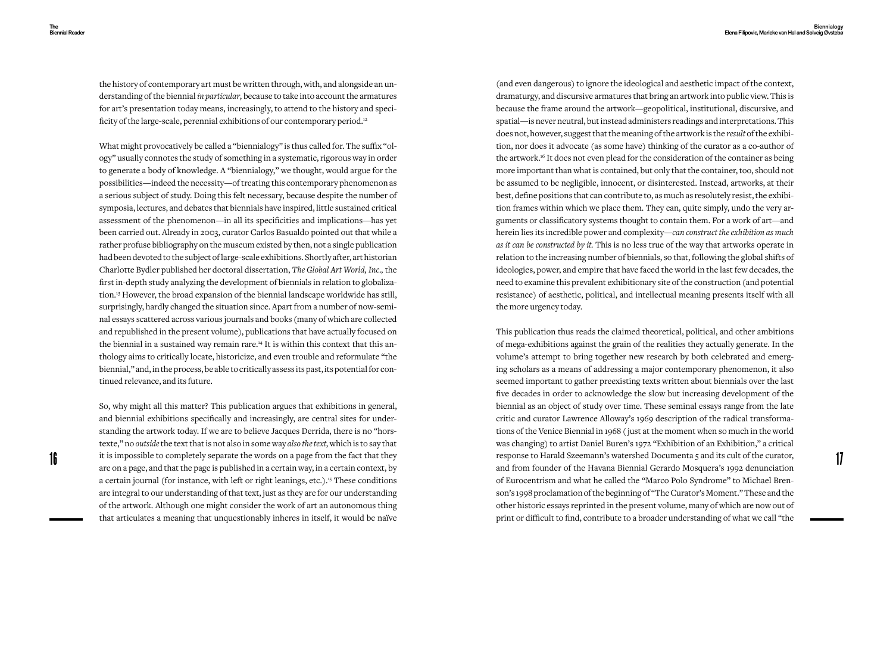the history of contemporary art must be written through, with, and alongside an understanding of the biennial *in particular*, because to take into account the armatures for art's presentation today means, increasingly, to attend to the history and specificity of the large-scale, perennial exhibitions of our contemporary period.[12]

What might provocatively be called a "biennialogy" is thus called for. The suffix "ology" usually connotes the study of something in a systematic, rigorous way in order to generate a body of knowledge. A "biennialogy," we thought, would argue for the possibilities—indeed the necessity—of treating this contemporary phenomenon as a serious subject of study. Doing this felt necessary, because despite the number of symposia, lectures, and debates that biennials have inspired, little sustained critical assessment of the phenomenon—in all its specificities and implications—has yet been carried out. Already in 2003, curator Carlos Basualdo pointed out that while a rather profuse bibliography on the museum existed by then, not a single publication had been devoted to the subject of large-scale exhibitions. Shortly after, art historian Charlotte Bydler published her doctoral dissertation, *The Global Art World, Inc.*, the first in-depth study analyzing the development of biennials in relation to globalization.[13] However, the broad expansion of the biennial landscape worldwide has still, surprisingly, hardly changed the situation since. Apart from a number of now-seminal essays scattered across various journals and books (many of which are collected and republished in the present volume), publications that have actually focused on the biennial in a sustained way remain rare.[14] It is within this context that this anthology aims to critically locate, historicize, and even trouble and reformulate "the biennial," and, in the process, be able to critically assess its past, its potential for continued relevance, and its future.

So, why might all this matter? This publication argues that exhibitions in general, and biennial exhibitions specifically and increasingly, are central sites for understanding the artwork today. If we are to believe Jacques Derrida, there is no "hors-texte," no *outside* the text that is not also in some way *also the text*, which is to say that it is impossible to completely separate the words on a page from the fact that they are on a page, and that the page is published in a certain way, in a certain context, by a certain journal (for instance, with left or right leanings, etc.).[15] These conditions are integral to our understanding of that text, just as they are for our understanding of the artwork. Although one might consider the work of art an autonomous thing that articulates a meaning that unquestionably inheres in itself, it would be naïve (and even dangerous) to ignore the ideological and aesthetic impact of the context, dramaturgy, and discursive armatures that bring an artwork into public view. This is because the frame around the artwork—geopolitical, institutional, discursive, and spatial—is never neutral, but instead administers readings and interpretations. This does not, however, suggest that the meaning of the artwork is the *result* of the exhibition, nor does it advocate (as some have) thinking of the curator as a co-author of the artwork.[16] It does not even plead for the consideration of the container as being more important than what is contained, but only that the container, too, should not be assumed to be negligible, innocent, or disinterested. Instead, artworks, at their best, define positions that can contribute to, as much as resolutely resist, the exhibition frames within which we place them. They can, quite simply, undo the very arguments or classificatory systems thought to contain them. For a work of art—and herein lies its incredible power and complexity—*can construct the exhibition as much as it can be constructed by it.* This is no less true of the way that artworks operate in relation to the increasing number of biennials, so that, following the global shifts of ideologies, power, and empire that have faced the world in the last few decades, the need to examine this prevalent exhibitionary site of the construction (and potential resistance) of aesthetic, political, and intellectual meaning presents itself with all the more urgency today.

This publication thus reads the claimed theoretical, political, and other ambitions of mega-exhibitions against the grain of the realities they actually generate. In the volume's attempt to bring together new research by both celebrated and emerging scholars as a means of addressing a major contemporary phenomenon, it also seemed important to gather preexisting texts written about biennials over the last five decades in order to acknowledge the slow but increasing development of the biennial as an object of study over time. These seminal essays range from the late critic and curator Lawrence Alloway's 1969 description of the radical transformations of the Venice Biennial in 1968 (just at the moment when so much in the world was changing) to artist Daniel Buren's 1972 "Exhibition of an Exhibition," a critical response to Harald Szeemann's watershed Documenta 5 and its cult of the curator, and from founder of the Havana Biennial Gerardo Mosquera's 1992 denunciation of Eurocentrism and what he called the "Marco Polo Syndrome" to Michael Brenson's 1998 proclamation of the beginning of "The Curator's Moment." These and the other historic essays reprinted in the present volume, many of which are now out of print or difficult to find, contribute to a broader understanding of what we call "the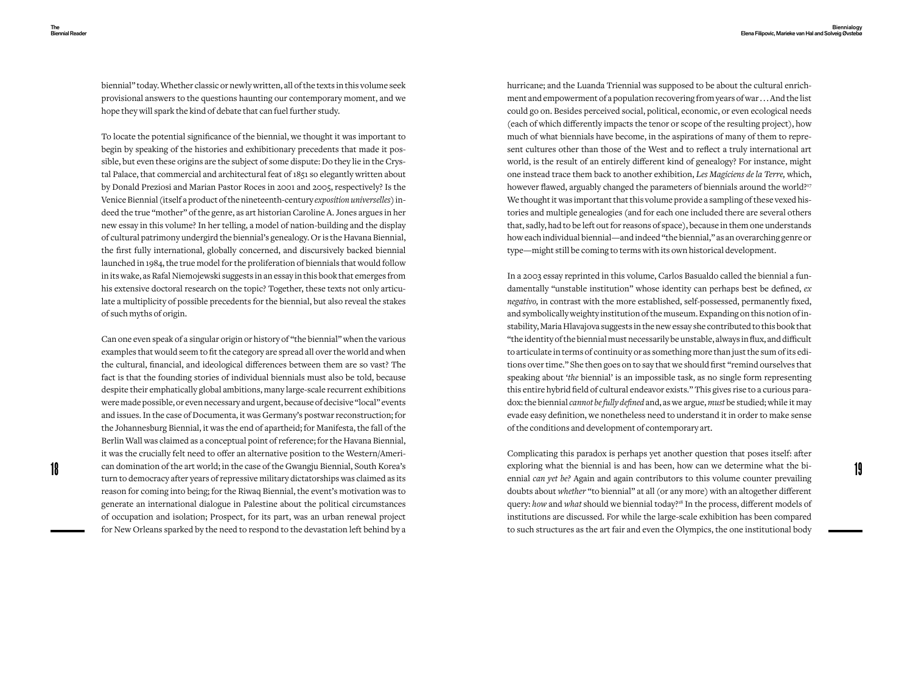biennial" today. Whether classic or newly written, all of the texts in this volume seek provisional answers to the questions haunting our contemporary moment, and we hope they will spark the kind of debate that can fuel further study.

To locate the potential significance of the biennial, we thought it was important to begin by speaking of the histories and exhibitionary precedents that made it possible, but even these origins are the subject of some dispute: Do they lie in the Crystal Palace, that commercial and architectural feat of 1851 so elegantly written about by Donald Preziosi and Marian Pastor Roces in 2001 and 2005, respectively? Is the Venice Biennial (itself a product of the nineteenth-century *exposition universelles*) indeed the true "mother" of the genre, as art historian Caroline A. Jones argues in her new essay in this volume? In her telling, a model of nation-building and the display of cultural patrimony undergird the biennial's genealogy. Or is the Havana Biennial, the first fully international, globally concerned, and discursively backed biennial launched in 1984, the true model for the proliferation of biennials that would follow in its wake, as Rafal Niemojewski suggests in an essay in this book that emerges from his extensive doctoral research on the topic? Together, these texts not only articulate a multiplicity of possible precedents for the biennial, but also reveal the stakes of such myths of origin.

Can one even speak of a singular origin or history of "the biennial" when the various examples that would seem to fit the category are spread all over the world and when the cultural, financial, and ideological differences between them are so vast? The fact is that the founding stories of individual biennials must also be told, because despite their emphatically global ambitions, many large-scale recurrent exhibitions were made possible, or even necessary and urgent, because of decisive "local" events and issues. In the case of Documenta, it was Germany's postwar reconstruction; for the Johannesburg Biennial, it was the end of apartheid; for Manifesta, the fall of the Berlin Wall was claimed as a conceptual point of reference; for the Havana Biennial, it was the crucially felt need to offer an alternative position to the Western/American domination of the art world; in the case of the Gwangju Biennial, South Korea's turn to democracy after years of repressive military dictatorships was claimed as its reason for coming into being; for the Riwaq Biennial, the event's motivation was to generate an international dialogue in Palestine about the political circumstances of occupation and isolation; Prospect, for its part, was an urban renewal project for New Orleans sparked by the need to respond to the devastation left behind by a hurricane; and the Luanda Triennial was supposed to be about the cultural enrichment and empowerment of a population recovering from years of war . . . And the list could go on. Besides perceived social, political, economic, or even ecological needs (each of which differently impacts the tenor or scope of the resulting project), how much of what biennials have become, in the aspirations of many of them to represent cultures other than those of the West and to reflect a truly international art world, is the result of an entirely different kind of genealogy? For instance, might one instead trace them back to another exhibition, *Les Magiciens de la Terre*, which, however flawed, arguably changed the parameters of biennials around the world?[17] We thought it was important that this volume provide a sampling of these vexed histories and multiple genealogies (and for each one included there are several others that, sadly, had to be left out for reasons of space), because in them one understands how each individual biennial—and indeed "the biennial," as an overarching genre or type—might still be coming to terms with its own historical development.

In a 2003 essay reprinted in this volume, Carlos Basualdo called the biennial a fundamentally "unstable institution" whose identity can perhaps best be defined, *ex negativo*, in contrast with the more established, self-possessed, permanently fixed, and symbolically weighty institution of the museum. Expanding on this notion of instability, Maria Hlavajova suggests in the new essay she contributed to this book that "the identity of the biennial must necessarily be unstable, always in flux, and difficult to articulate in terms of continuity or as something more than just the sum of its editions over time." She then goes on to say that we should first "remind ourselves that speaking about '*the* biennial' is an impossible task, as no single form representing this entire hybrid field of cultural endeavor exists." This gives rise to a curious paradox: the biennial *cannot be fully defined* and, as we argue, *must* be studied; while it may evade easy definition, we nonetheless need to understand it in order to make sense of the conditions and development of contemporary art.

Complicating this paradox is perhaps yet another question that poses itself: after exploring what the biennial is and has been, how can we determine what the biennial *can yet be*? Again and again contributors to this volume counter prevailing doubts about *whether* "to biennial" at all (or any more) with an altogether different query: *how* and *what* should we biennial today?[18] In the process, different models of institutions are discussed. For while the large-scale exhibition has been compared to such structures as the art fair and even the Olympics, the one institutional body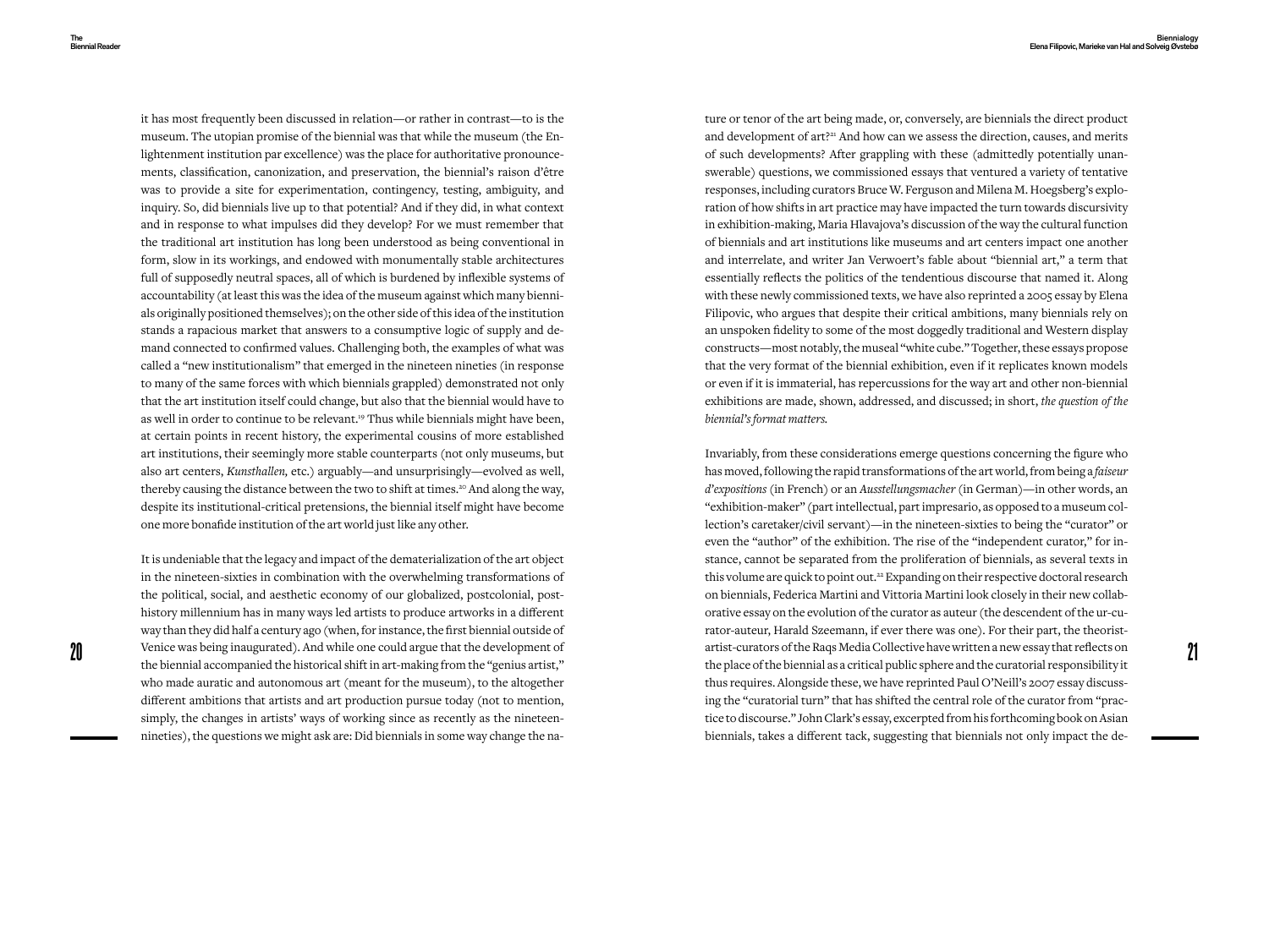it has most frequently been discussed in relation—or rather in contrast—to is the museum. The utopian promise of the biennial was that while the museum (the Enlightenment institution par excellence) was the place for authoritative pronouncements, classification, canonization, and preservation, the biennial's raison d'être was to provide a site for experimentation, contingency, testing, ambiguity, and inquiry. So, did biennials live up to that potential? And if they did, in what context and in response to what impulses did they develop? For we must remember that the traditional art institution has long been understood as being conventional in form, slow in its workings, and endowed with monumentally stable architectures full of supposedly neutral spaces, all of which is burdened by inflexible systems of accountability (at least this was the idea of the museum against which many biennials originally positioned themselves); on the other side of this idea of the institution stands a rapacious market that answers to a consumptive logic of supply and demand connected to confirmed values. Challenging both, the examples of what was called a "new institutionalism" that emerged in the nineteen nineties (in response to many of the same forces with which biennials grappled) demonstrated not only that the art institution itself could change, but also that the biennial would have to as well in order to continue to be relevant.[19] Thus while biennials might have been, at certain points in recent history, the experimental cousins of more established art institutions, their seemingly more stable counterparts (not only museums, but also art centers, *Kunsthallen,* etc.) arguably—and unsurprisingly—evolved as well, thereby causing the distance between the two to shift at times.[20] And along the way, despite its institutional-critical pretensions, the biennial itself might have become one more bonafide institution of the art world just like any other.

It is undeniable that the legacy and impact of the dematerialization of the art object in the nineteen-sixties in combination with the overwhelming transformations of the political, social, and aesthetic economy of our globalized, postcolonial, post-history millennium has in many ways led artists to produce artworks in a different way than they did half a century ago (when, for instance, the first biennial outside of Venice was being inaugurated). And while one could argue that the development of the biennial accompanied the historical shift in art-making from the "genius artist," who made auratic and autonomous art (meant for the museum), to the altogether different ambitions that artists and art production pursue today (not to mention, simply, the changes in artists' ways of working since as recently as the nineteen-nineties), the questions we might ask are: Did biennials in some way change the nature or tenor of the art being made, or, conversely, are biennials the direct product and development of art?[21] And how can we assess the direction, causes, and merits of such developments? After grappling with these (admittedly potentially unanswerable) questions, we commissioned essays that ventured a variety of tentative responses, including curators Bruce W. Ferguson and Milena M. Hoegsberg's exploration of how shifts in art practice may have impacted the turn towards discursivity in exhibition-making, Maria Hlavajova's discussion of the way the cultural function of biennials and art institutions like museums and art centers impact one another and interrelate, and writer Jan Verwoert's fable about "biennial art," a term that essentially reflects the politics of the tendentious discourse that named it. Along with these newly commissioned texts, we have also reprinted a 2005 essay by Elena Filipovic, who argues that despite their critical ambitions, many biennials rely on an unspoken fidelity to some of the most doggedly traditional and Western display constructs—most notably, the museal "white cube." Together, these essays propose that the very format of the biennial exhibition, even if it replicates known models or even if it is immaterial, has repercussions for the way art and other non-biennial exhibitions are made, shown, addressed, and discussed; in short, *the question of the biennial's format matters.*

Invariably, from these considerations emerge questions concerning the figure who has moved, following the rapid transformations of the art world, from being a *faiseur d'expositions* (in French) or an *Ausstellungsmacher* (in German)—in other words, an "exhibition-maker" (part intellectual, part impresario, as opposed to a museum collection's caretaker/civil servant)—in the nineteen-sixties to being the "curator" or even the "author" of the exhibition. The rise of the "independent curator," for instance, cannot be separated from the proliferation of biennials, as several texts in this volume are quick to point out.[22] Expanding on their respective doctoral research on biennials, Federica Martini and Vittoria Martini look closely in their new collaborative essay on the evolution of the curator as auteur (the descendent of the ur-curator-auteur, Harald Szeemann, if ever there was one). For their part, the theorist-artist-curators of the Raqs Media Collective have written a new essay that reflects on the place of the biennial as a critical public sphere and the curatorial responsibility it thus requires. Alongside these, we have reprinted Paul O'Neill's 2007 essay discussing the "curatorial turn" that has shifted the central role of the curator from "practice to discourse." John Clark's essay, excerpted from his forthcoming book on Asian biennials, takes a different tack, suggesting that biennials not only impact the de-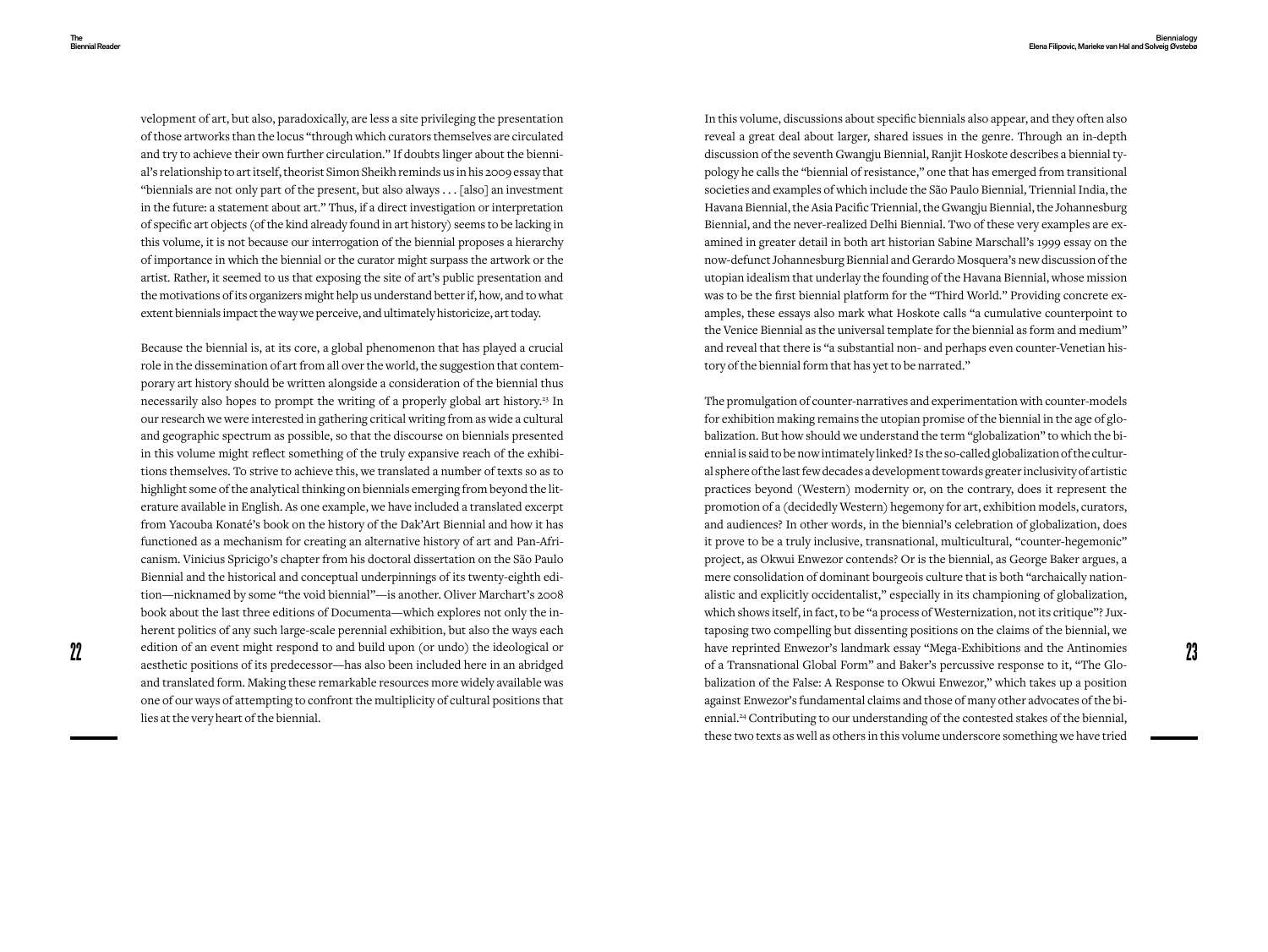velopment of art, but also, paradoxically, are less a site privileging the presentation of those artworks than the locus "through which curators themselves are circulated and try to achieve their own further circulation." If doubts linger about the biennial's relationship to art itself, theorist Simon Sheikh reminds us in his 2009 essay that "biennials are not only part of the present, but also always . . . [also] an investment in the future: a statement about art." Thus, if a direct investigation or interpretation of specific art objects (of the kind already found in art history) seems to be lacking in this volume, it is not because our interrogation of the biennial proposes a hierarchy of importance in which the biennial or the curator might surpass the artwork or the artist. Rather, it seemed to us that exposing the site of art's public presentation and the motivations of its organizers might help us understand better if, how, and to what extent biennials impact the way we perceive, and ultimately historicize, art today.

Because the biennial is, at its core, a global phenomenon that has played a crucial role in the dissemination of art from all over the world, the suggestion that contemporary art history should be written alongside a consideration of the biennial thus necessarily also hopes to prompt the writing of a properly global art history.[23] In our research we were interested in gathering critical writing from as wide a cultural and geographic spectrum as possible, so that the discourse on biennials presented in this volume might reflect something of the truly expansive reach of the exhibitions themselves. To strive to achieve this, we translated a number of texts so as to highlight some of the analytical thinking on biennials emerging from beyond the literature available in English. As one example, we have included a translated excerpt from Yacouba Konaté's book on the history of the Dak'Art Biennial and how it has functioned as a mechanism for creating an alternative history of art and Pan-Africanism. Vinicius Spricigo's chapter from his doctoral dissertation on the São Paulo Biennial and the historical and conceptual underpinnings of its twenty-eighth edition—nicknamed by some "the void biennial"—is another. Oliver Marchart's 2008 book about the last three editions of Documenta—which explores not only the inherent politics of any such large-scale perennial exhibition, but also the ways each edition of an event might respond to and build upon (or undo) the ideological or aesthetic positions of its predecessor—has also been included here in an abridged and translated form. Making these remarkable resources more widely available was one of our ways of attempting to confront the multiplicity of cultural positions that lies at the very heart of the biennial.

In this volume, discussions about specific biennials also appear, and they often also reveal a great deal about larger, shared issues in the genre. Through an in-depth discussion of the seventh Gwangju Biennial, Ranjit Hoskote describes a biennial typology he calls the "biennial of resistance," one that has emerged from transitional societies and examples of which include the São Paulo Biennial, Triennial India, the Havana Biennial, the Asia Pacific Triennial, the Gwangju Biennial, the Johannesburg Biennial, and the never-realized Delhi Biennial. Two of these very examples are examined in greater detail in both art historian Sabine Marschall's 1999 essay on the now-defunct Johannesburg Biennial and Gerardo Mosquera's new discussion of the utopian idealism that underlay the founding of the Havana Biennial, whose mission was to be the first biennial platform for the "Third World." Providing concrete examples, these essays also mark what Hoskote calls "a cumulative counterpoint to the Venice Biennial as the universal template for the biennial as form and medium" and reveal that there is "a substantial non- and perhaps even counter-Venetian history of the biennial form that has yet to be narrated."

The promulgation of counter-narratives and experimentation with counter-models for exhibition making remains the utopian promise of the biennial in the age of globalization. But how should we understand the term "globalization" to which the biennial is said to be now intimately linked? Is the so-called globalization of the cultural sphere of the last few decades a development towards greater inclusivity of artistic practices beyond (Western) modernity or, on the contrary, does it represent the promotion of a (decidedly Western) hegemony for art, exhibition models, curators, and audiences? In other words, in the biennial's celebration of globalization, does it prove to be a truly inclusive, transnational, multicultural, "counter-hegemonic" project, as Okwui Enwezor contends? Or is the biennial, as George Baker argues, a mere consolidation of dominant bourgeois culture that is both "archaically nationalistic and explicitly occidentalist," especially in its championing of globalization, which shows itself, in fact, to be "a process of Westernization, not its critique"? Juxtaposing two compelling but dissenting positions on the claims of the biennial, we have reprinted Enwezor's landmark essay "Mega-Exhibitions and the Antinomies of a Transnational Global Form" and Baker's percussive response to it, "The Globalization of the False: A Response to Okwui Enwezor," which takes up a position against Enwezor's fundamental claims and those of many other advocates of the biennial.[24] Contributing to our understanding of the contested stakes of the biennial, these two texts as well as others in this volume underscore something we have tried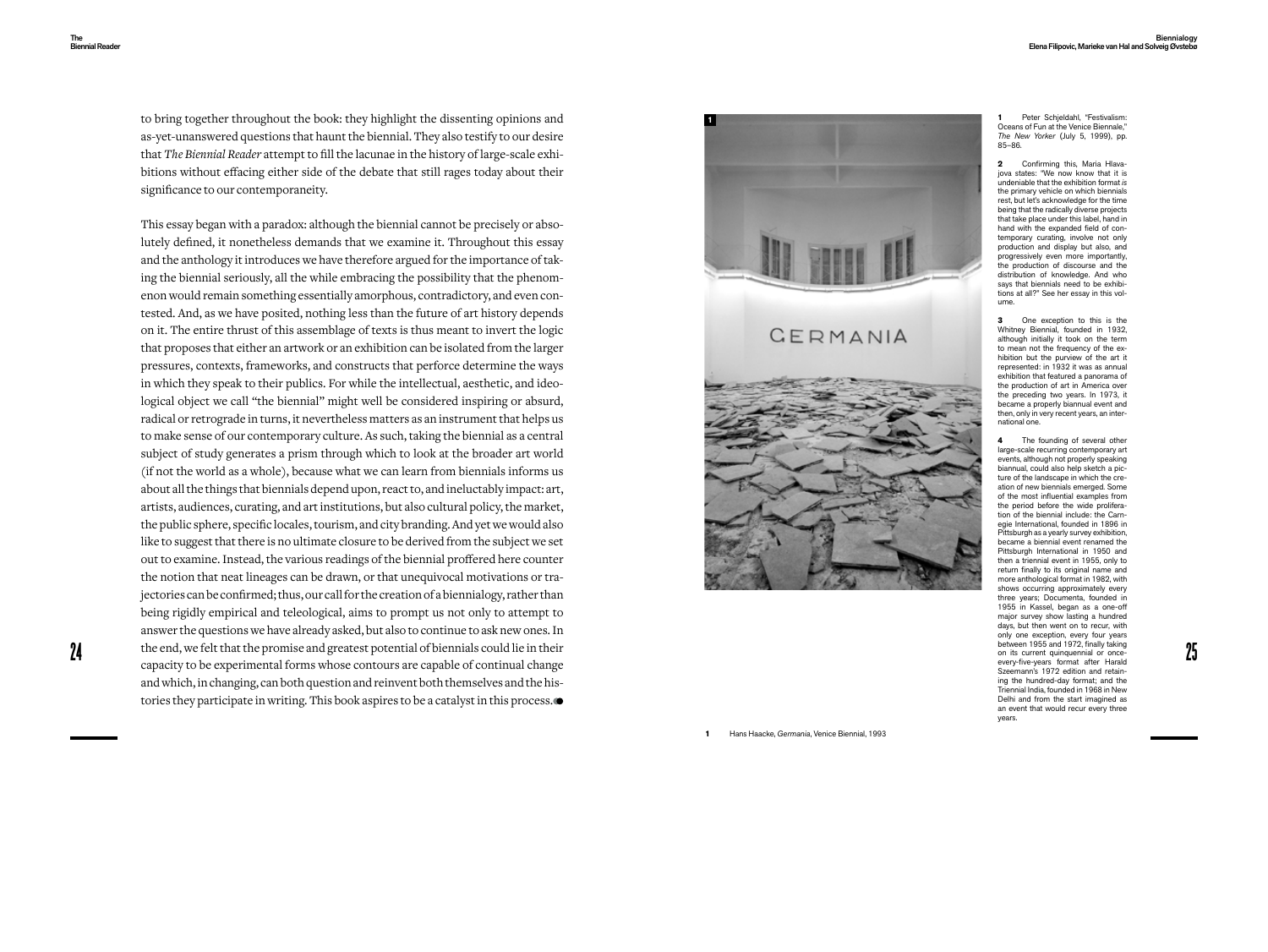to bring together throughout the book: they highlight the dissenting opinions and as-yet-unanswered questions that haunt the biennial. They also testify to our desire that *The Biennial Reader* attempt to fill the lacunae in the history of large-scale exhibitions without effacing either side of the debate that still rages today about their significance to our contemporaneity.

This essay began with a paradox: although the biennial cannot be precisely or absolutely defined, it nonetheless demands that we examine it. Throughout this essay and the anthology it introduces we have therefore argued for the importance of taking the biennial seriously, all the while embracing the possibility that the phenomenon would remain something essentially amorphous, contradictory, and even contested. And, as we have posited, nothing less than the future of art history depends on it. The entire thrust of this assemblage of texts is thus meant to invert the logic that proposes that either an artwork or an exhibition can be isolated from the larger pressures, contexts, frameworks, and constructs that perforce determine the ways in which they speak to their publics. For while the intellectual, aesthetic, and ideological object we call "the biennial" might well be considered inspiring or absurd, radical or retrograde in turns, it nevertheless matters as an instrument that helps us to make sense of our contemporary culture. As such, taking the biennial as a central subject of study generates a prism through which to look at the broader art world (if not the world as a whole), because what we can learn from biennials informs us about all the things that biennials depend upon, react to, and ineluctably impact: art, artists, audiences, curating, and art institutions, but also cultural policy, the market, the public sphere, specific locales, tourism, and city branding. And yet we would also like to suggest that there is no ultimate closure to be derived from the subject we set out to examine. Instead, the various readings of the biennial proffered here counter the notion that neat lineages can be drawn, or that unequivocal motivations or trajectories can be confirmed; thus, our call for the creation of a biennialogy, rather than being rigidly empirical and teleological, aims to prompt us not only to attempt to answer the questions we have already asked, but also to continue to ask new ones. In the end, we felt that the promise and greatest potential of biennials could lie in their capacity to be experimental forms whose contours are capable of continual change and which, in changing, can both question and reinvent both themselves and the histories they participate in writing. This book aspires to be a catalyst in this process.

1 Hans Haacke, *Germania*, Venice Biennial, 1993

1 Peter Schjeldahl, "Festivalism: Oceans of Fun at the Venice Biennale," *The New Yorker* (July 5, 1999), pp. 85–86.

2 Confirming this, Maria Hlavajova states: "We now know that it is undeniable that the exhibition format *is* the primary vehicle on which biennials rest, but let's acknowledge for the time being that the radically diverse projects that take place under this label, hand in hand with the expanded field of contemporary curating, involve not only production and display but also, and progressively even more importantly, the production of discourse and the distribution of knowledge. And who says that biennials need to be exhibitions at all?" See her essay in this volume.

3 One exception to this is the Whitney Biennial, founded in 1932, although initially it took on the term to mean not the frequency of the exhibition but the purview of the art it represented: in 1932 it was as annual exhibition that featured a panorama of the production of art in America over the preceding two years. In 1973, it became a properly biannual event and then, only in very recent years, an international one.

4 The founding of several other large-scale recurring contemporary art events, although not properly speaking biannual, could also help sketch a picture of the landscape in which the creation of new biennials emerged. Some of the most influential examples from the period before the wide proliferation of the biennial include: the Carnegie International, founded in 1896 in Pittsburgh as a yearly survey exhibition, became a biennial event renamed the Pittsburgh International in 1950 and then a triennial event in 1955, only to return finally to its original name and more anthological format in 1982, with shows occurring approximately every three years; Documenta, founded in 1955 in Kassel, began as a one-off major survey show lasting a hundred days, but then went on to recur, with only one exception, every four years between 1955 and 1972, finally taking on its current quinquennial or once-every-five-years format after Harald Szeemann's 1972 edition and retaining the hundred-day format; and the Triennial India, founded in 1968 in New Delhi and from the start imagined as an event that would recur every three years.